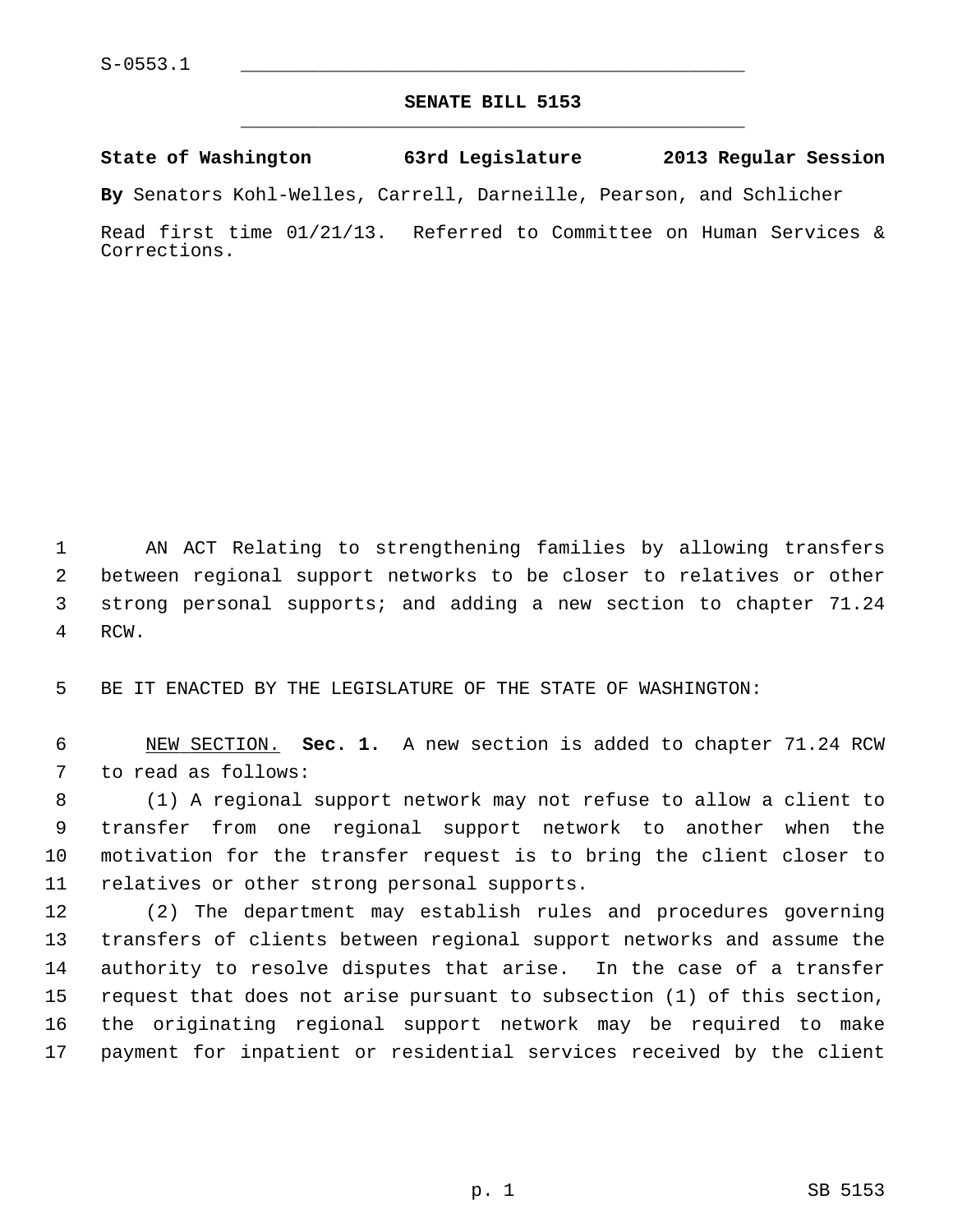S-0553.1

# SENATE BILL 5153

**State of Washington 63rd Legislature 2013 Regular Session**

**By** Senators Kohl-Welles, Carrell, Darneille, Pearson, and Schlicher

Read first time 01/21/13. Referred to Committee on Human Services & Corrections.

AN ACT Relating to strengthening families by allowing transfers between regional support networks to be closer to relatives or other strong personal supports; and adding a new section to chapter 71.24 RCW.

BE IT ENACTED BY THE LEGISLATURE OF THE STATE OF WASHINGTON:

NEW SECTION. **Sec. 1.** A new section is added to chapter 71.24 RCW to read as follows:

(1) A regional support network may not refuse to allow a client to transfer from one regional support network to another when the motivation for the transfer request is to bring the client closer to relatives or other strong personal supports.

(2) The department may establish rules and procedures governing transfers of clients between regional support networks and assume the authority to resolve disputes that arise. In the case of a transfer request that does not arise pursuant to subsection (1) of this section, the originating regional support network may be required to make payment for inpatient or residential services received by the client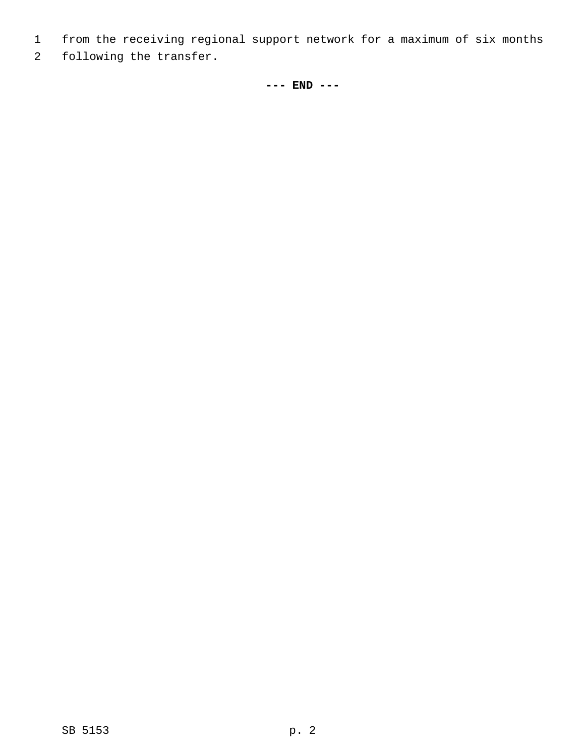from the receiving regional support network for a maximum of six months following the transfer.

**--- END ---**